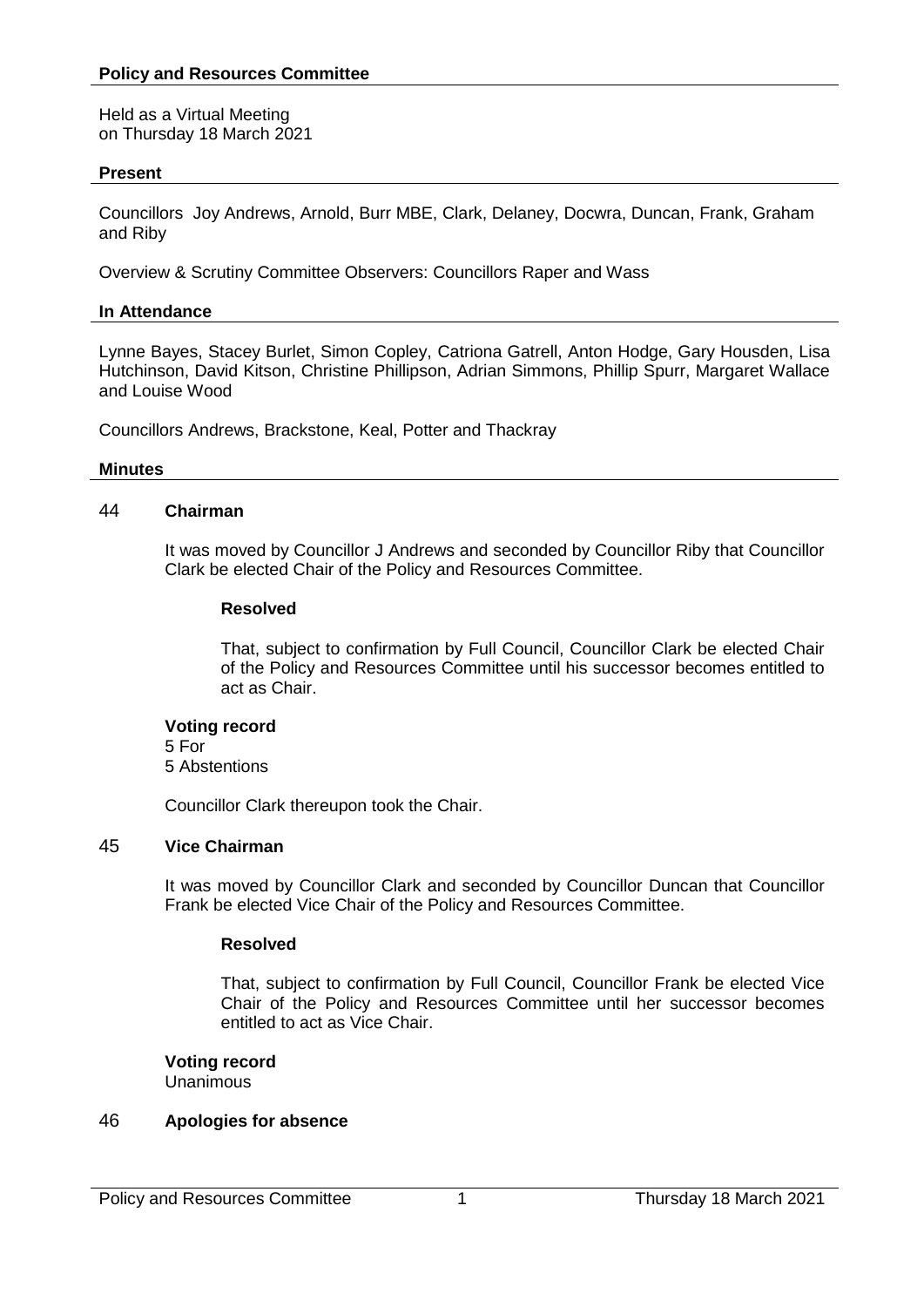## Policy and Resources Committee

Held as a Virtual Meeting
on Thursday 18 March 2021

### Present

Councillors Joy Andrews, Arnold, Burr MBE, Clark, Delaney, Docwra, Duncan, Frank, Graham and Riby

Overview & Scrutiny Committee Observers: Councillors Raper and Wass

### In Attendance

Lynne Bayes, Stacey Burlet, Simon Copley, Catriona Gatrell, Anton Hodge, Gary Housden, Lisa Hutchinson, David Kitson, Christine Phillipson, Adrian Simmons, Phillip Spurr, Margaret Wallace and Louise Wood

Councillors Andrews, Brackstone, Keal, Potter and Thackray

### Minutes

#### 44 Chairman

It was moved by Councillor J Andrews and seconded by Councillor Riby that Councillor Clark be elected Chair of the Policy and Resources Committee.

**Resolved**

That, subject to confirmation by Full Council, Councillor Clark be elected Chair of the Policy and Resources Committee until his successor becomes entitled to act as Chair.

**Voting record**
5 For
5 Abstentions

Councillor Clark thereupon took the Chair.

#### 45 Vice Chairman

It was moved by Councillor Clark and seconded by Councillor Duncan that Councillor Frank be elected Vice Chair of the Policy and Resources Committee.

**Resolved**

That, subject to confirmation by Full Council, Councillor Frank be elected Vice Chair of the Policy and Resources Committee until her successor becomes entitled to act as Vice Chair.

**Voting record**
Unanimous

#### 46 Apologies for absence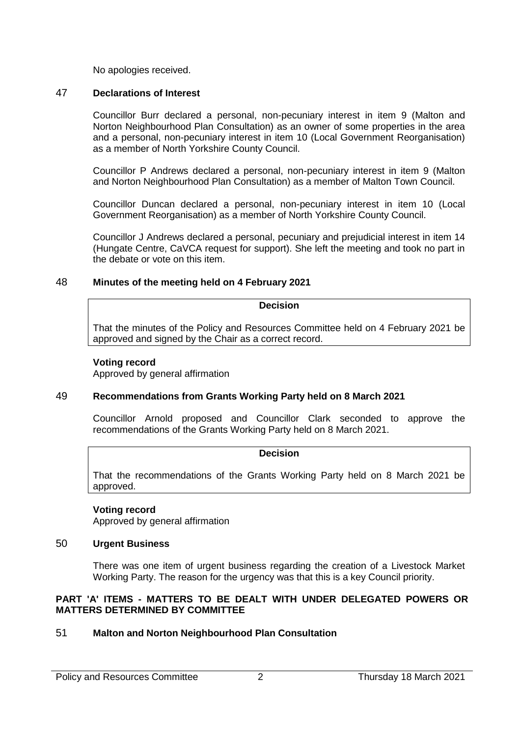No apologies received.

## 47 Declarations of Interest

Councillor Burr declared a personal, non-pecuniary interest in item 9 (Malton and Norton Neighbourhood Plan Consultation) as an owner of some properties in the area and a personal, non-pecuniary interest in item 10 (Local Government Reorganisation) as a member of North Yorkshire County Council.

Councillor P Andrews declared a personal, non-pecuniary interest in item 9 (Malton and Norton Neighbourhood Plan Consultation) as a member of Malton Town Council.

Councillor Duncan declared a personal, non-pecuniary interest in item 10 (Local Government Reorganisation) as a member of North Yorkshire County Council.

Councillor J Andrews declared a personal, pecuniary and prejudicial interest in item 14 (Hungate Centre, CaVCA request for support). She left the meeting and took no part in the debate or vote on this item.

## 48 Minutes of the meeting held on 4 February 2021

**Decision**

That the minutes of the Policy and Resources Committee held on 4 February 2021 be approved and signed by the Chair as a correct record.

**Voting record**
Approved by general affirmation

## 49 Recommendations from Grants Working Party held on 8 March 2021

Councillor Arnold proposed and Councillor Clark seconded to approve the recommendations of the Grants Working Party held on 8 March 2021.

**Decision**

That the recommendations of the Grants Working Party held on 8 March 2021 be approved.

**Voting record**
Approved by general affirmation

## 50 Urgent Business

There was one item of urgent business regarding the creation of a Livestock Market Working Party. The reason for the urgency was that this is a key Council priority.

**PART 'A' ITEMS - MATTERS TO BE DEALT WITH UNDER DELEGATED POWERS OR MATTERS DETERMINED BY COMMITTEE**

## 51 Malton and Norton Neighbourhood Plan Consultation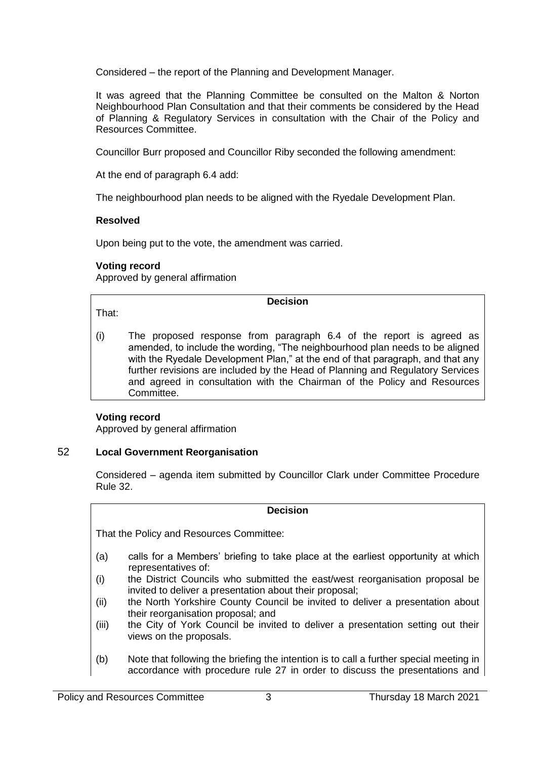Considered – the report of the Planning and Development Manager.

It was agreed that the Planning Committee be consulted on the Malton & Norton Neighbourhood Plan Consultation and that their comments be considered by the Head of Planning & Regulatory Services in consultation with the Chair of the Policy and Resources Committee.

Councillor Burr proposed and Councillor Riby seconded the following amendment:

At the end of paragraph 6.4 add:

The neighbourhood plan needs to be aligned with the Ryedale Development Plan.

**Resolved**

Upon being put to the vote, the amendment was carried.

**Voting record**
Approved by general affirmation

**Decision**

That:

(i) The proposed response from paragraph 6.4 of the report is agreed as amended, to include the wording, "The neighbourhood plan needs to be aligned with the Ryedale Development Plan," at the end of that paragraph, and that any further revisions are included by the Head of Planning and Regulatory Services and agreed in consultation with the Chairman of the Policy and Resources Committee.

**Voting record**
Approved by general affirmation

## 52 Local Government Reorganisation

Considered – agenda item submitted by Councillor Clark under Committee Procedure Rule 32.

**Decision**

That the Policy and Resources Committee:

(a) calls for a Members' briefing to take place at the earliest opportunity at which representatives of:

(i) the District Councils who submitted the east/west reorganisation proposal be invited to deliver a presentation about their proposal;

(ii) the North Yorkshire County Council be invited to deliver a presentation about their reorganisation proposal; and

(iii) the City of York Council be invited to deliver a presentation setting out their views on the proposals.

(b) Note that following the briefing the intention is to call a further special meeting in accordance with procedure rule 27 in order to discuss the presentations and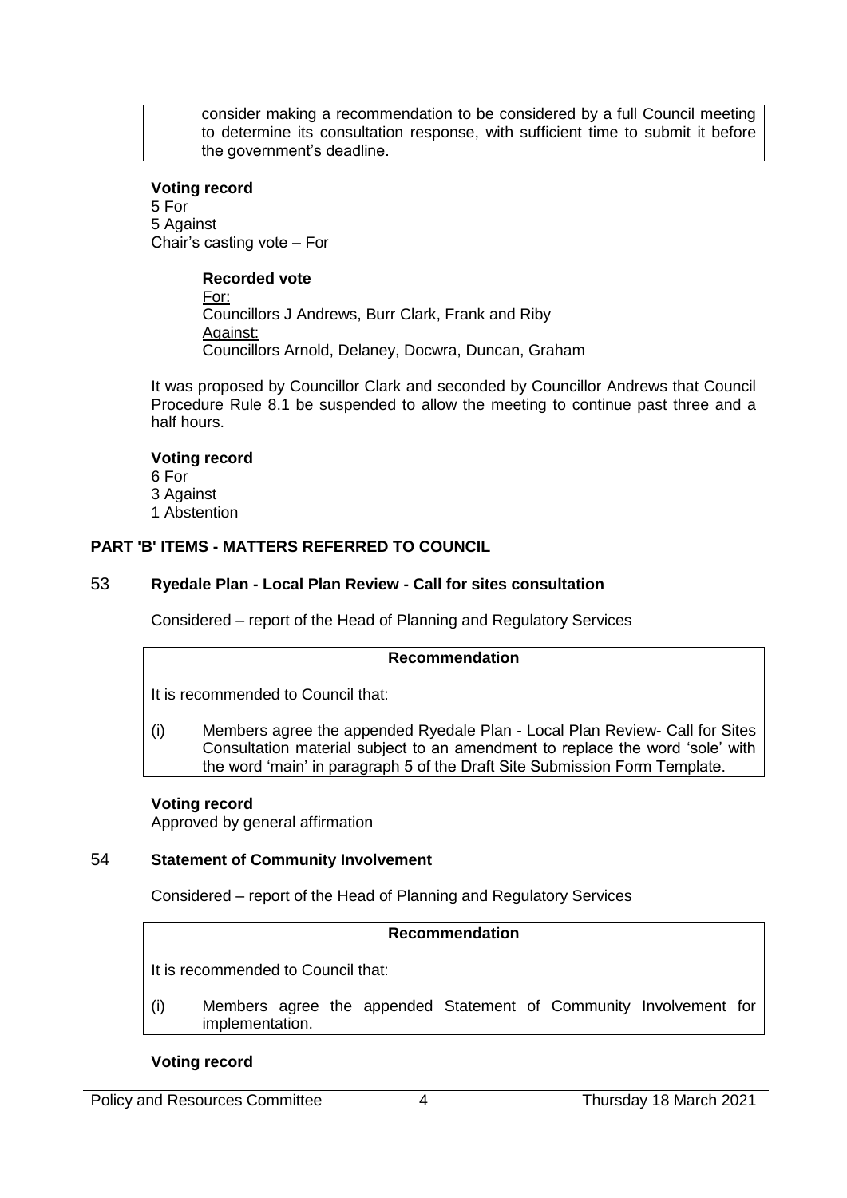consider making a recommendation to be considered by a full Council meeting to determine its consultation response, with sufficient time to submit it before the government's deadline.

**Voting record**
5 For
5 Against
Chair's casting vote – For

**Recorded vote**
For:
Councillors J Andrews, Burr Clark, Frank and Riby
Against:
Councillors Arnold, Delaney, Docwra, Duncan, Graham

It was proposed by Councillor Clark and seconded by Councillor Andrews that Council Procedure Rule 8.1 be suspended to allow the meeting to continue past three and a half hours.

**Voting record**
6 For
3 Against
1 Abstention

## PART 'B' ITEMS - MATTERS REFERRED TO COUNCIL

### 53 Ryedale Plan - Local Plan Review - Call for sites consultation

Considered – report of the Head of Planning and Regulatory Services

**Recommendation**

It is recommended to Council that:

(i) Members agree the appended Ryedale Plan - Local Plan Review- Call for Sites Consultation material subject to an amendment to replace the word 'sole' with the word 'main' in paragraph 5 of the Draft Site Submission Form Template.

**Voting record**
Approved by general affirmation

### 54 Statement of Community Involvement

Considered – report of the Head of Planning and Regulatory Services

**Recommendation**

It is recommended to Council that:

(i) Members agree the appended Statement of Community Involvement for implementation.

**Voting record**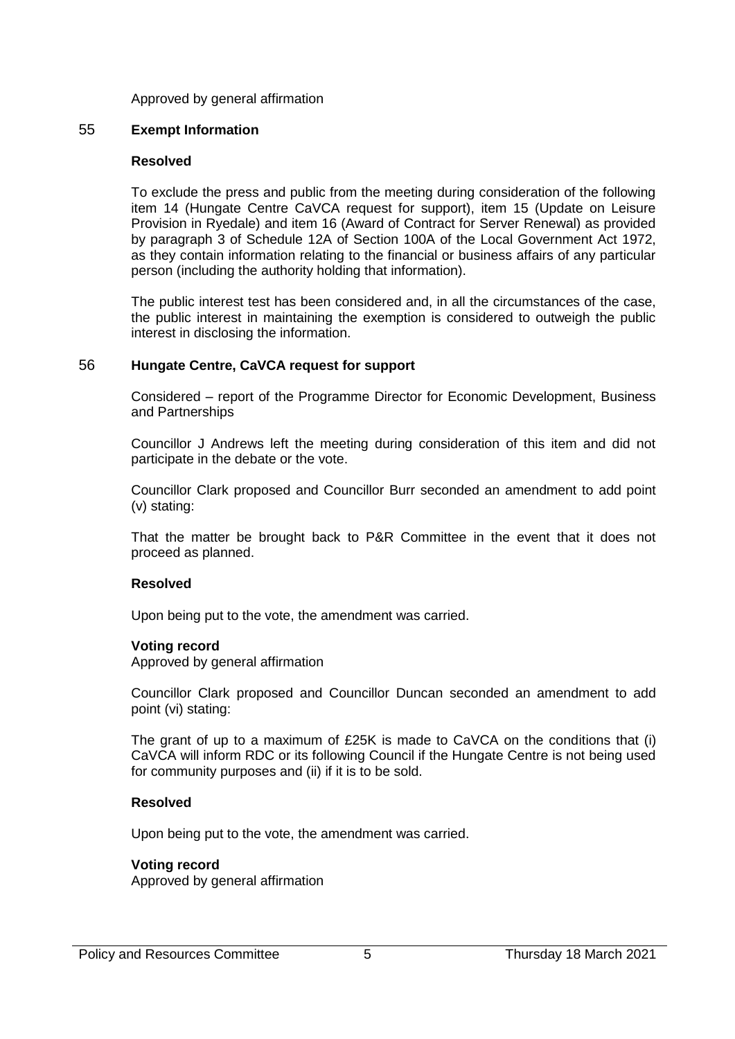Approved by general affirmation

## 55 Exempt Information

**Resolved**

To exclude the press and public from the meeting during consideration of the following item 14 (Hungate Centre CaVCA request for support), item 15 (Update on Leisure Provision in Ryedale) and item 16 (Award of Contract for Server Renewal) as provided by paragraph 3 of Schedule 12A of Section 100A of the Local Government Act 1972, as they contain information relating to the financial or business affairs of any particular person (including the authority holding that information).

The public interest test has been considered and, in all the circumstances of the case, the public interest in maintaining the exemption is considered to outweigh the public interest in disclosing the information.

## 56 Hungate Centre, CaVCA request for support

Considered – report of the Programme Director for Economic Development, Business and Partnerships

Councillor J Andrews left the meeting during consideration of this item and did not participate in the debate or the vote.

Councillor Clark proposed and Councillor Burr seconded an amendment to add point (v) stating:

That the matter be brought back to P&R Committee in the event that it does not proceed as planned.

**Resolved**

Upon being put to the vote, the amendment was carried.

**Voting record**
Approved by general affirmation

Councillor Clark proposed and Councillor Duncan seconded an amendment to add point (vi) stating:

The grant of up to a maximum of £25K is made to CaVCA on the conditions that (i) CaVCA will inform RDC or its following Council if the Hungate Centre is not being used for community purposes and (ii) if it is to be sold.

**Resolved**

Upon being put to the vote, the amendment was carried.

**Voting record**
Approved by general affirmation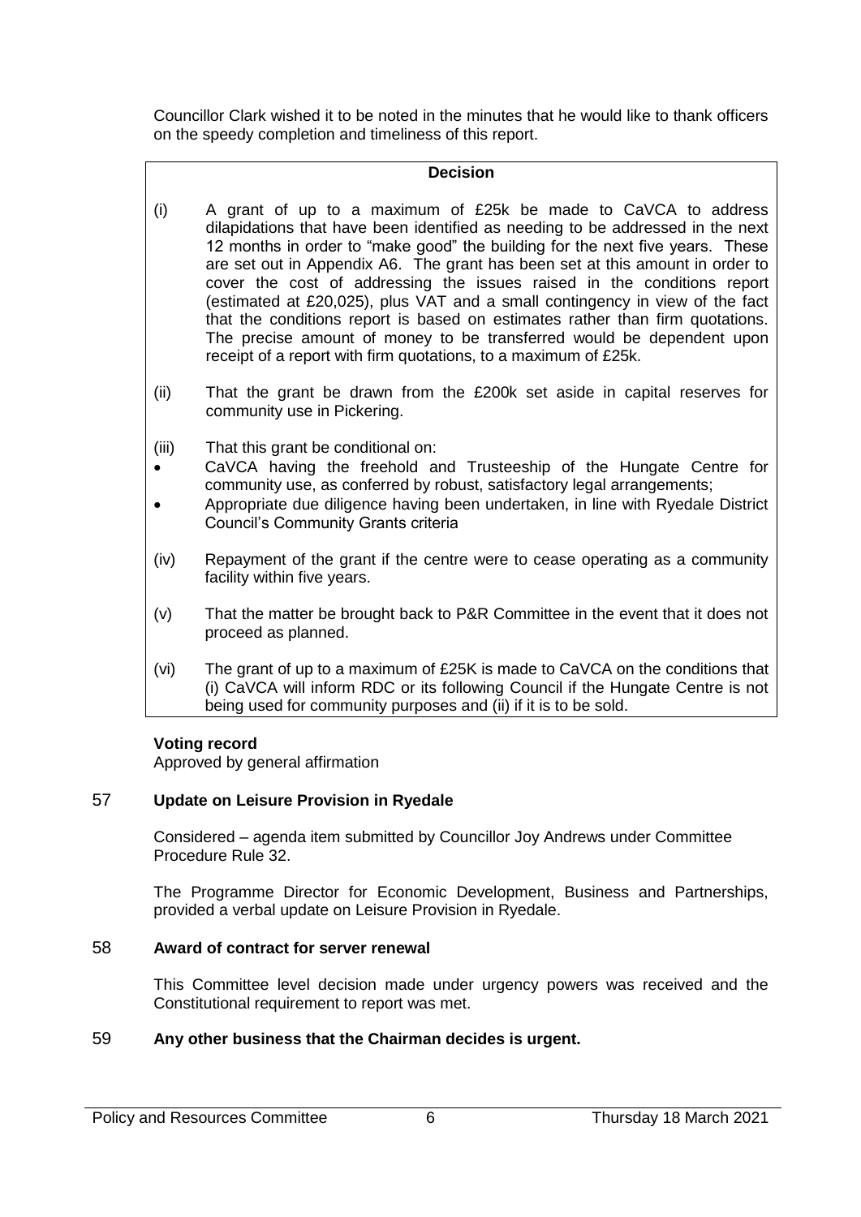Councillor Clark wished it to be noted in the minutes that he would like to thank officers on the speedy completion and timeliness of this report.

**Decision**

(i) A grant of up to a maximum of £25k be made to CaVCA to address dilapidations that have been identified as needing to be addressed in the next 12 months in order to "make good" the building for the next five years. These are set out in Appendix A6. The grant has been set at this amount in order to cover the cost of addressing the issues raised in the conditions report (estimated at £20,025), plus VAT and a small contingency in view of the fact that the conditions report is based on estimates rather than firm quotations. The precise amount of money to be transferred would be dependent upon receipt of a report with firm quotations, to a maximum of £25k.

(ii) That the grant be drawn from the £200k set aside in capital reserves for community use in Pickering.

(iii) That this grant be conditional on:

- CaVCA having the freehold and Trusteeship of the Hungate Centre for community use, as conferred by robust, satisfactory legal arrangements;
- Appropriate due diligence having been undertaken, in line with Ryedale District Council's Community Grants criteria

(iv) Repayment of the grant if the centre were to cease operating as a community facility within five years.

(v) That the matter be brought back to P&R Committee in the event that it does not proceed as planned.

(vi) The grant of up to a maximum of £25K is made to CaVCA on the conditions that (i) CaVCA will inform RDC or its following Council if the Hungate Centre is not being used for community purposes and (ii) if it is to be sold.

**Voting record**

Approved by general affirmation

## 57 Update on Leisure Provision in Ryedale

Considered – agenda item submitted by Councillor Joy Andrews under Committee Procedure Rule 32.

The Programme Director for Economic Development, Business and Partnerships, provided a verbal update on Leisure Provision in Ryedale.

## 58 Award of contract for server renewal

This Committee level decision made under urgency powers was received and the Constitutional requirement to report was met.

## 59 Any other business that the Chairman decides is urgent.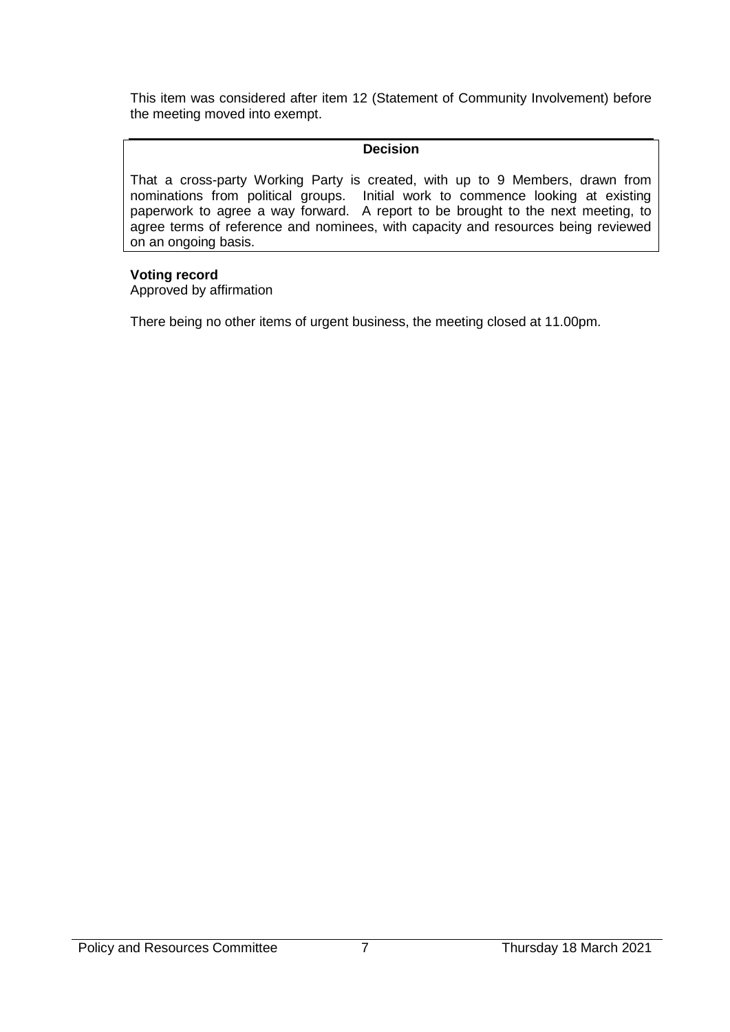This item was considered after item 12 (Statement of Community Involvement) before the meeting moved into exempt.

**Decision**

That a cross-party Working Party is created, with up to 9 Members, drawn from nominations from political groups. Initial work to commence looking at existing paperwork to agree a way forward. A report to be brought to the next meeting, to agree terms of reference and nominees, with capacity and resources being reviewed on an ongoing basis.

**Voting record**
Approved by affirmation

There being no other items of urgent business, the meeting closed at 11.00pm.